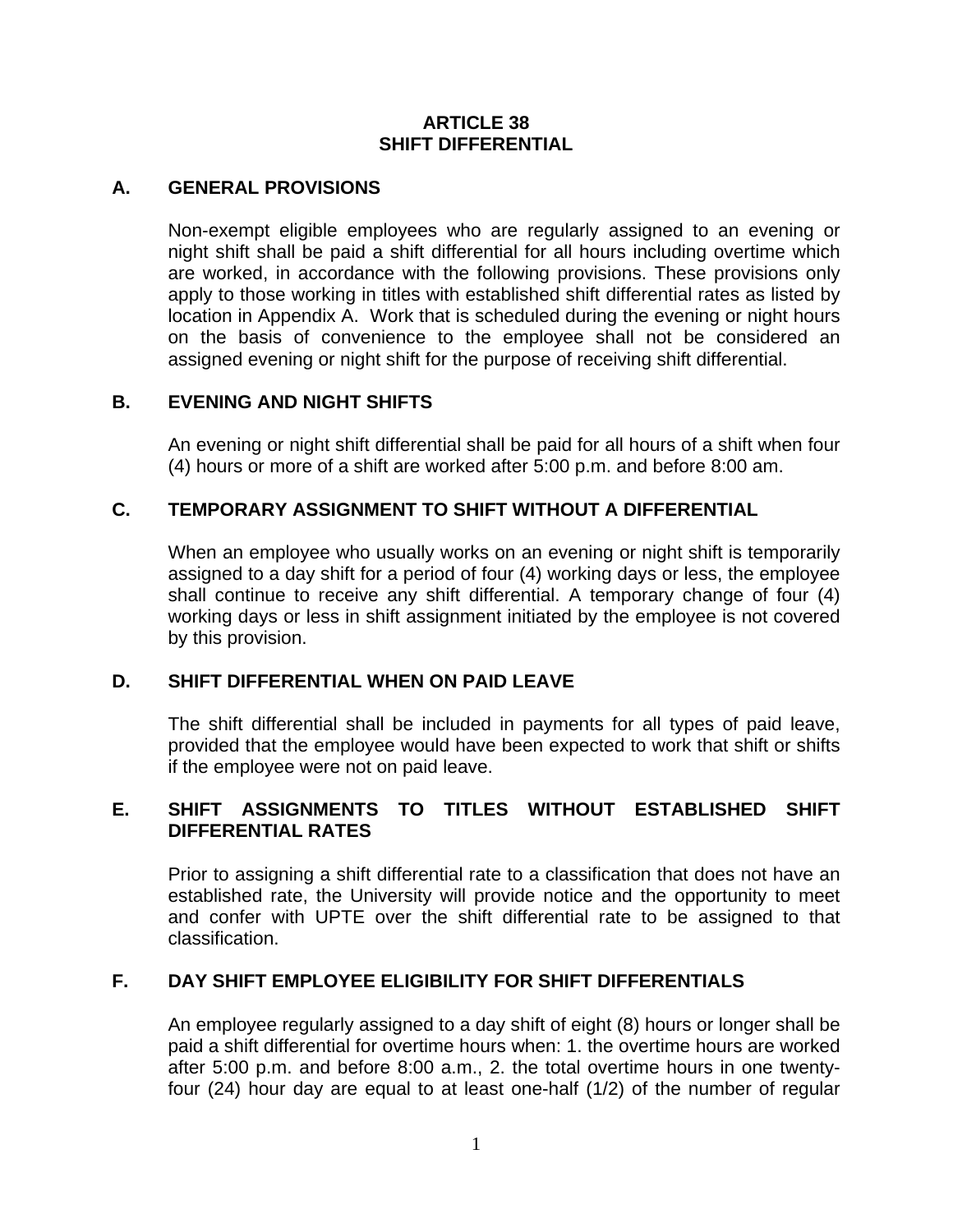# ARTICLE 38
# SHIFT DIFFERENTIAL

## A. GENERAL PROVISIONS

Non-exempt eligible employees who are regularly assigned to an evening or night shift shall be paid a shift differential for all hours including overtime which are worked, in accordance with the following provisions. These provisions only apply to those working in titles with established shift differential rates as listed by location in Appendix A. Work that is scheduled during the evening or night hours on the basis of convenience to the employee shall not be considered an assigned evening or night shift for the purpose of receiving shift differential.

## B. EVENING AND NIGHT SHIFTS

An evening or night shift differential shall be paid for all hours of a shift when four (4) hours or more of a shift are worked after 5:00 p.m. and before 8:00 am.

## C. TEMPORARY ASSIGNMENT TO SHIFT WITHOUT A DIFFERENTIAL

When an employee who usually works on an evening or night shift is temporarily assigned to a day shift for a period of four (4) working days or less, the employee shall continue to receive any shift differential. A temporary change of four (4) working days or less in shift assignment initiated by the employee is not covered by this provision.

## D. SHIFT DIFFERENTIAL WHEN ON PAID LEAVE

The shift differential shall be included in payments for all types of paid leave, provided that the employee would have been expected to work that shift or shifts if the employee were not on paid leave.

## E. SHIFT ASSIGNMENTS TO TITLES WITHOUT ESTABLISHED SHIFT DIFFERENTIAL RATES

Prior to assigning a shift differential rate to a classification that does not have an established rate, the University will provide notice and the opportunity to meet and confer with UPTE over the shift differential rate to be assigned to that classification.

## F. DAY SHIFT EMPLOYEE ELIGIBILITY FOR SHIFT DIFFERENTIALS

An employee regularly assigned to a day shift of eight (8) hours or longer shall be paid a shift differential for overtime hours when: 1. the overtime hours are worked after 5:00 p.m. and before 8:00 a.m., 2. the total overtime hours in one twenty-four (24) hour day are equal to at least one-half (1/2) of the number of regular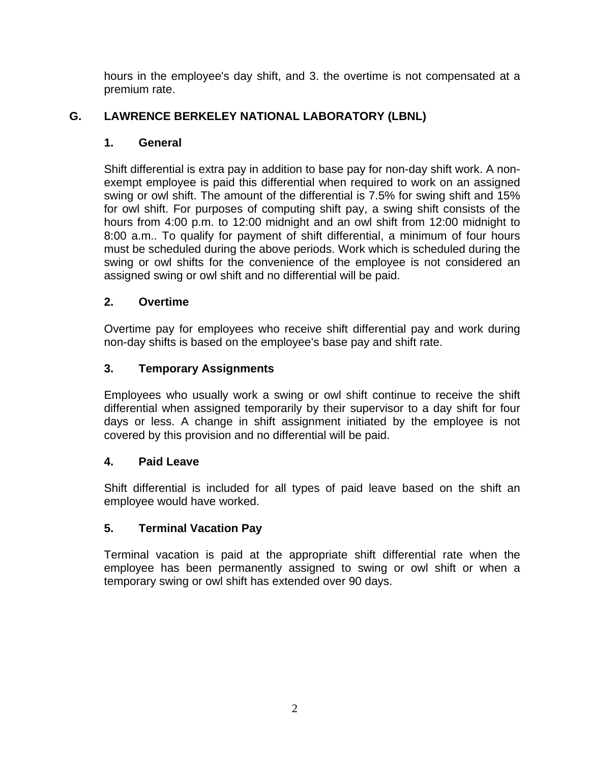hours in the employee's day shift, and 3. the overtime is not compensated at a premium rate.

## G. LAWRENCE BERKELEY NATIONAL LABORATORY (LBNL)

### 1. General

Shift differential is extra pay in addition to base pay for non-day shift work. A non-exempt employee is paid this differential when required to work on an assigned swing or owl shift. The amount of the differential is 7.5% for swing shift and 15% for owl shift. For purposes of computing shift pay, a swing shift consists of the hours from 4:00 p.m. to 12:00 midnight and an owl shift from 12:00 midnight to 8:00 a.m.. To qualify for payment of shift differential, a minimum of four hours must be scheduled during the above periods. Work which is scheduled during the swing or owl shifts for the convenience of the employee is not considered an assigned swing or owl shift and no differential will be paid.

### 2. Overtime

Overtime pay for employees who receive shift differential pay and work during non-day shifts is based on the employee's base pay and shift rate.

### 3. Temporary Assignments

Employees who usually work a swing or owl shift continue to receive the shift differential when assigned temporarily by their supervisor to a day shift for four days or less. A change in shift assignment initiated by the employee is not covered by this provision and no differential will be paid.

### 4. Paid Leave

Shift differential is included for all types of paid leave based on the shift an employee would have worked.

### 5. Terminal Vacation Pay

Terminal vacation is paid at the appropriate shift differential rate when the employee has been permanently assigned to swing or owl shift or when a temporary swing or owl shift has extended over 90 days.